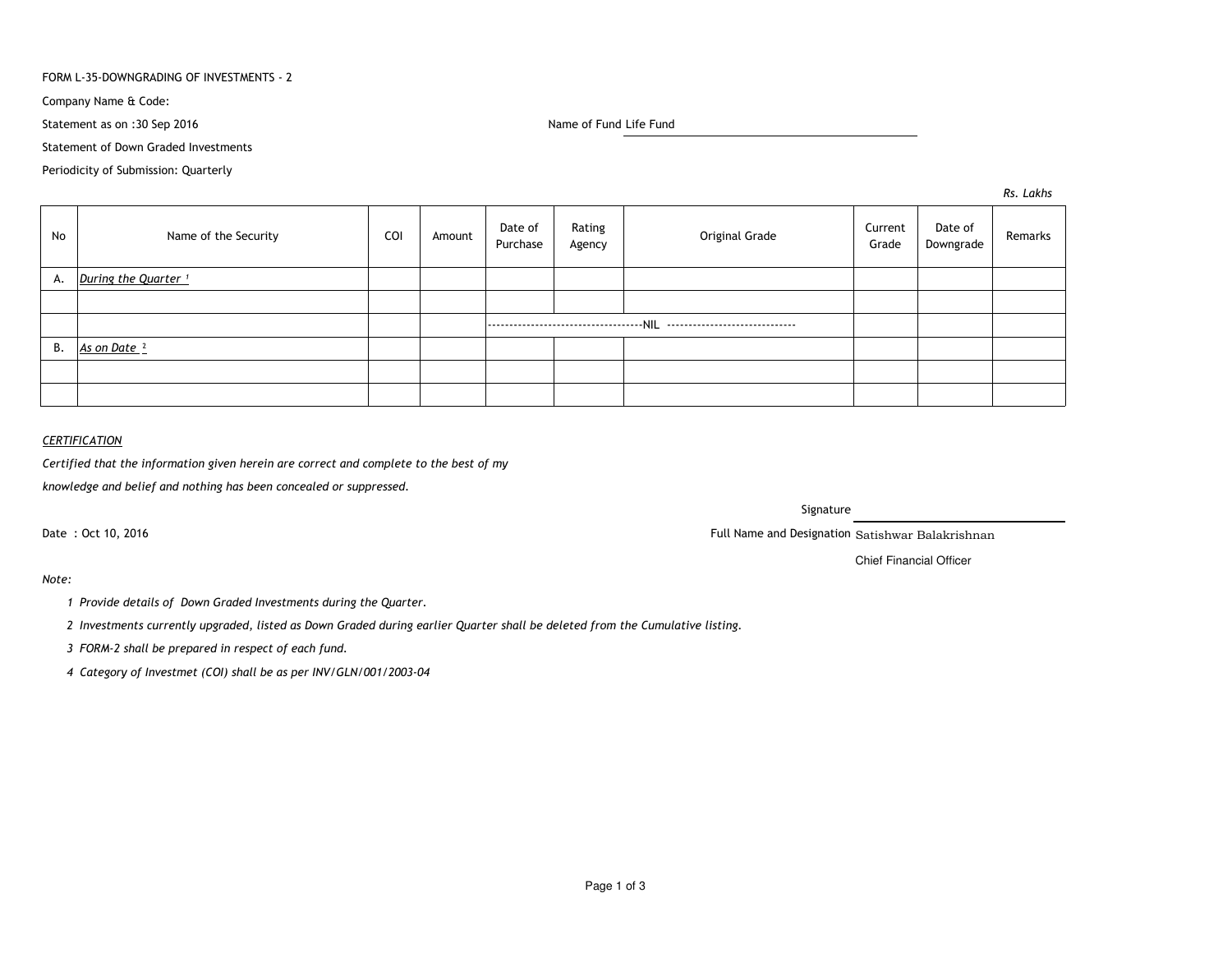FORM L-35-DOWNGRADING OF INVESTMENTS - 2

Company Name & Code:

Statement as on :30 Sep 2016

Name of Fund Life Fund

Statement of Down Graded Investments

Periodicity of Submission: Quarterly

*Rs. Lakhs*

| No | Name of the Security | COI | Amount | Date of Purchase | Rating Agency | Original Grade | Current Grade | Date of Downgrade | Remarks |
|---|---|---|---|---|---|---|---|---|---|
| A. | *During the Quarter* [1] | | | | | | | | |
| | | | | | | | | | |
| | | | | ------------------------------------NIL ----------------------------- | | | | | |
| B. | *As on Date* [2] | | | | | | | | |
| | | | | | | | | | |
| | | | | | | | | | |

*CERTIFICATION*

*Certified that the information given herein are correct and complete to the best of my knowledge and belief and nothing has been concealed or suppressed.*

Signature

Date : Oct 10, 2016

Full Name and Designation Satishwar Balakrishnan

Chief Financial Officer

*Note:*

1. *Provide details of Down Graded Investments during the Quarter.*
2. *Investments currently upgraded, listed as Down Graded during earlier Quarter shall be deleted from the Cumulative listing.*
3. *FORM-2 shall be prepared in respect of each fund.*
4. *Category of Investmet (COI) shall be as per INV/GLN/001/2003-04*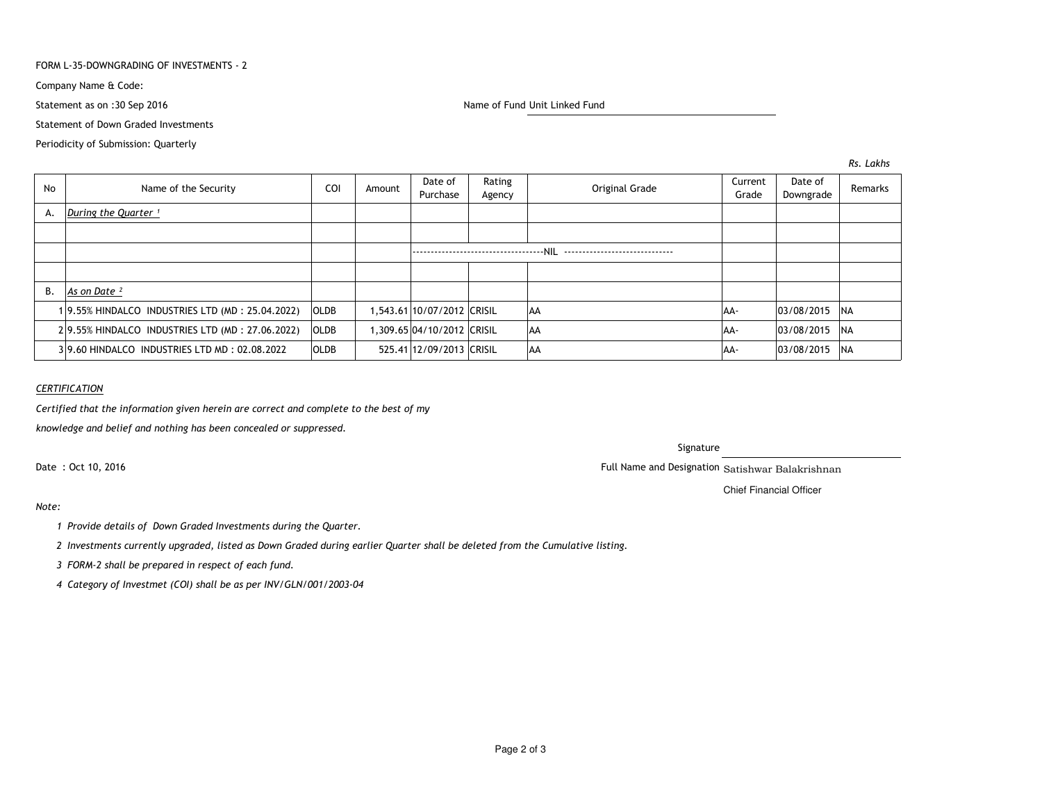FORM L-35-DOWNGRADING OF INVESTMENTS - 2

Company Name & Code:

Statement as on :30 Sep 2016

Name of Fund Unit Linked Fund

Statement of Down Graded Investments

Periodicity of Submission: Quarterly

*Rs. Lakhs*

| No | Name of the Security | COI | Amount | Date of Purchase | Rating Agency | Original Grade | Current Grade | Date of Downgrade | Remarks |
|---|---|---|---|---|---|---|---|---|---|
| A. | *During the Quarter [1]* | | | | | | | | |
| | | | | | | | | | |
| | | | | ------------------------------------NIL ------------------------------ | | | | | |
| | | | | | | | | | |
| B. | *As on Date [2]* | | | | | | | | |
| 1 | 9.55% HINDALCO INDUSTRIES LTD (MD : 25.04.2022) | OLDB | 1,543.61 | 10/07/2012 | CRISIL | AA | AA- | 03/08/2015 | NA |
| 2 | 9.55% HINDALCO INDUSTRIES LTD (MD : 27.06.2022) | OLDB | 1,309.65 | 04/10/2012 | CRISIL | AA | AA- | 03/08/2015 | NA |
| 3 | 9.60 HINDALCO INDUSTRIES LTD MD : 02.08.2022 | OLDB | 525.41 | 12/09/2013 | CRISIL | AA | AA- | 03/08/2015 | NA |

*CERTIFICATION*

*Certified that the information given herein are correct and complete to the best of my knowledge and belief and nothing has been concealed or suppressed.*

Signature

Date : Oct 10, 2016

Full Name and Designation Satishwar Balakrishnan

Chief Financial Officer

*Note:*

1. *Provide details of Down Graded Investments during the Quarter.*
2. *Investments currently upgraded, listed as Down Graded during earlier Quarter shall be deleted from the Cumulative listing.*
3. *FORM-2 shall be prepared in respect of each fund.*
4. *Category of Investmet (COI) shall be as per INV/GLN/001/2003-04*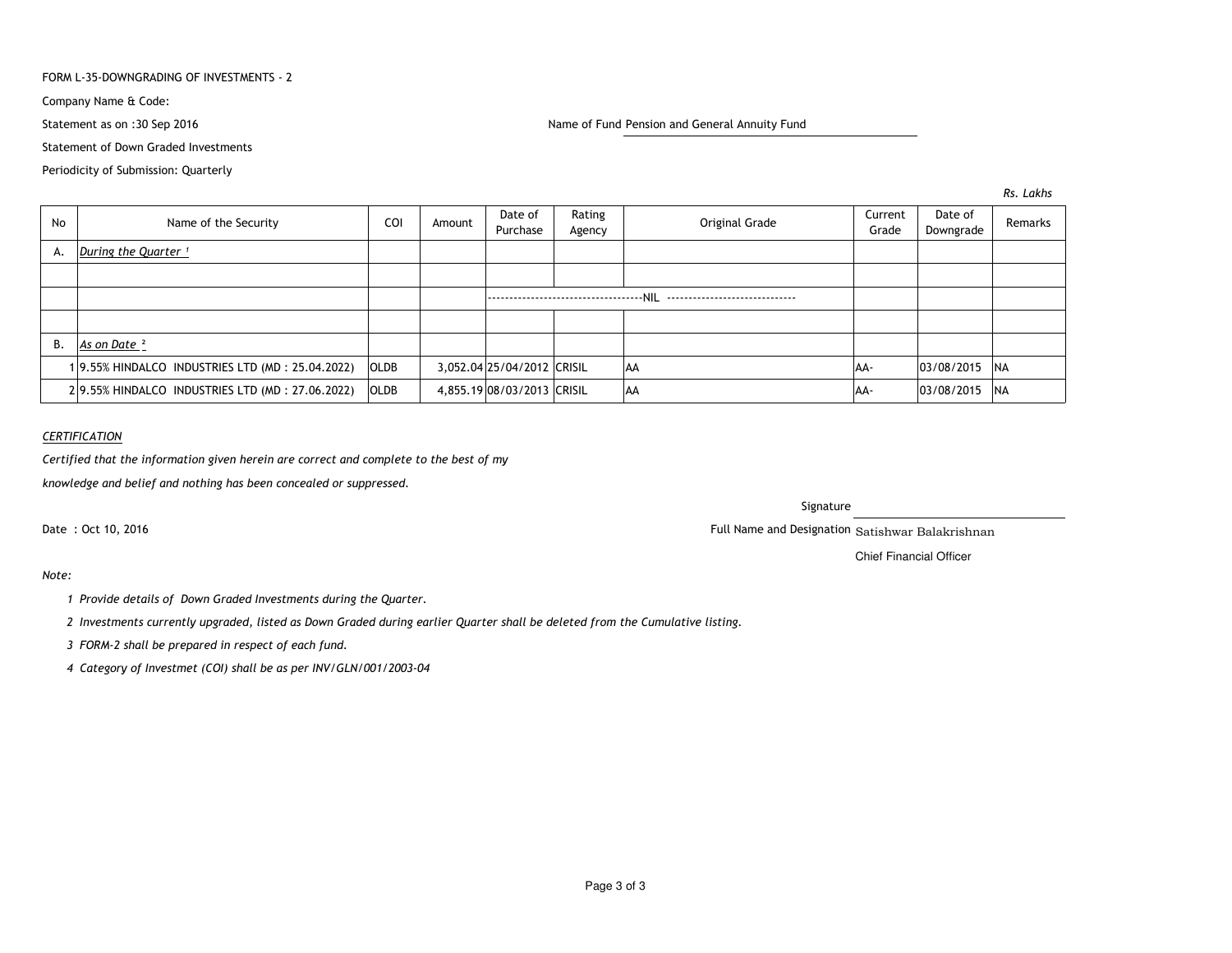FORM L-35-DOWNGRADING OF INVESTMENTS - 2

Company Name & Code:

Statement as on :30 Sep 2016

Name of Fund Pension and General Annuity Fund

Statement of Down Graded Investments

Periodicity of Submission: Quarterly

*Rs. Lakhs*

| No | Name of the Security | COI | Amount | Date of Purchase | Rating Agency | Original Grade | Current Grade | Date of Downgrade | Remarks |
|---|---|---|---|---|---|---|---|---|---|
| A. | *During the Quarter* [1] | | | | | | | | |
| | | | | | | | | | |
| | | | | ------------------------------------NIL ------------------------------ | | | | | |
| | | | | | | | | | |
| B. | *As on Date* [2] | | | | | | | | |
| 1 | 9.55% HINDALCO INDUSTRIES LTD (MD : 25.04.2022) | OLDB | 3,052.04 | 25/04/2012 | CRISIL | AA | AA- | 03/08/2015 | NA |
| 2 | 9.55% HINDALCO INDUSTRIES LTD (MD : 27.06.2022) | OLDB | 4,855.19 | 08/03/2013 | CRISIL | AA | AA- | 03/08/2015 | NA |

*CERTIFICATION*

*Certified that the information given herein are correct and complete to the best of my knowledge and belief and nothing has been concealed or suppressed.*

Signature

Date : Oct 10, 2016

Full Name and Designation Satishwar Balakrishnan

Chief Financial Officer

*Note:*

1. *Provide details of Down Graded Investments during the Quarter.*
2. *Investments currently upgraded, listed as Down Graded during earlier Quarter shall be deleted from the Cumulative listing.*
3. *FORM-2 shall be prepared in respect of each fund.*
4. *Category of Investmet (COI) shall be as per INV/GLN/001/2003-04*